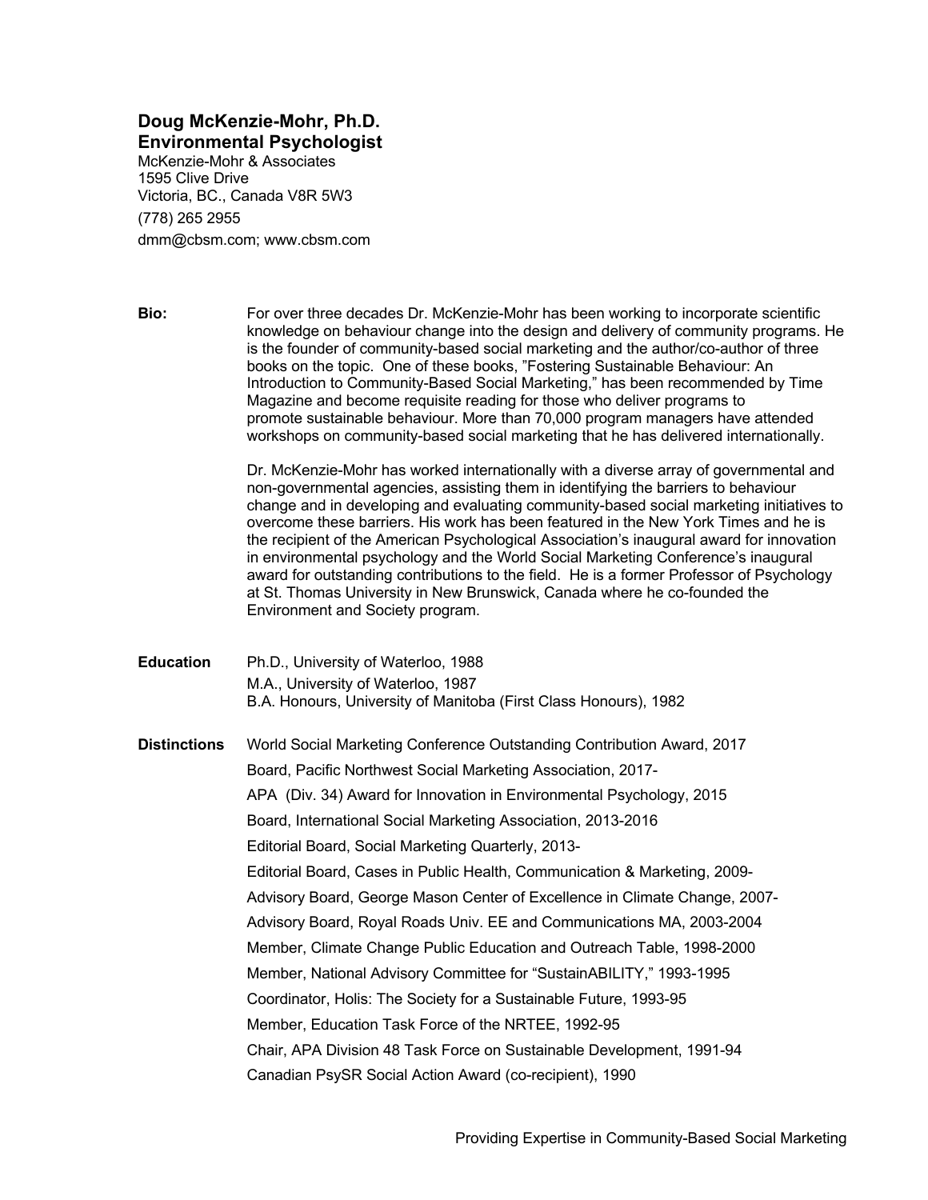# Doug McKenzie-Mohr, Ph.D.
## Environmental Psychologist

McKenzie-Mohr & Associates
1595 Clive Drive
Victoria, BC., Canada V8R 5W3
(778) 265 2955
dmm@cbsm.com; www.cbsm.com

**Bio:**

For over three decades Dr. McKenzie-Mohr has been working to incorporate scientific knowledge on behaviour change into the design and delivery of community programs. He is the founder of community-based social marketing and the author/co-author of three books on the topic. One of these books, "Fostering Sustainable Behaviour: An Introduction to Community-Based Social Marketing," has been recommended by Time Magazine and become requisite reading for those who deliver programs to promote sustainable behaviour. More than 70,000 program managers have attended workshops on community-based social marketing that he has delivered internationally.

Dr. McKenzie-Mohr has worked internationally with a diverse array of governmental and non-governmental agencies, assisting them in identifying the barriers to behaviour change and in developing and evaluating community-based social marketing initiatives to overcome these barriers. His work has been featured in the New York Times and he is the recipient of the American Psychological Association's inaugural award for innovation in environmental psychology and the World Social Marketing Conference's inaugural award for outstanding contributions to the field. He is a former Professor of Psychology at St. Thomas University in New Brunswick, Canada where he co-founded the Environment and Society program.

**Education**

Ph.D., University of Waterloo, 1988
M.A., University of Waterloo, 1987
B.A. Honours, University of Manitoba (First Class Honours), 1982

**Distinctions**

World Social Marketing Conference Outstanding Contribution Award, 2017
Board, Pacific Northwest Social Marketing Association, 2017-
APA (Div. 34) Award for Innovation in Environmental Psychology, 2015
Board, International Social Marketing Association, 2013-2016
Editorial Board, Social Marketing Quarterly, 2013-
Editorial Board, Cases in Public Health, Communication & Marketing, 2009-
Advisory Board, George Mason Center of Excellence in Climate Change, 2007-
Advisory Board, Royal Roads Univ. EE and Communications MA, 2003-2004
Member, Climate Change Public Education and Outreach Table, 1998-2000
Member, National Advisory Committee for "SustainABILITY," 1993-1995
Coordinator, Holis: The Society for a Sustainable Future, 1993-95
Member, Education Task Force of the NRTEE, 1992-95
Chair, APA Division 48 Task Force on Sustainable Development, 1991-94
Canadian PsySR Social Action Award (co-recipient), 1990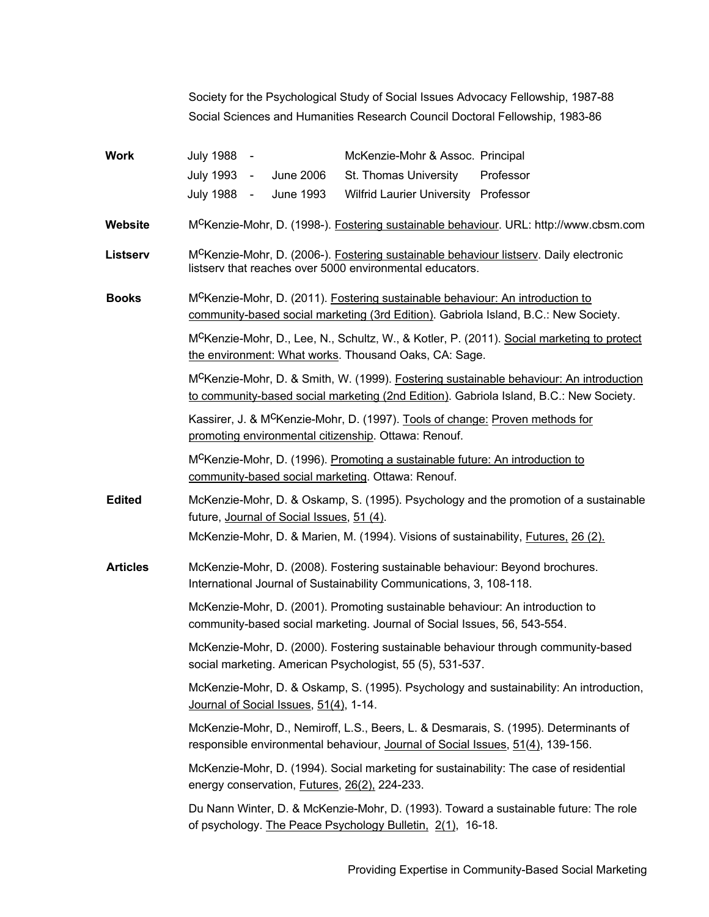Society for the Psychological Study of Social Issues Advocacy Fellowship, 1987-88

Social Sciences and Humanities Research Council Doctoral Fellowship, 1983-86

**Work**

| | | | |
|---|---|---|---|
| July 1988 - | | McKenzie-Mohr & Assoc. | Principal |
| July 1993 - | June 2006 | St. Thomas University | Professor |
| July 1988 - | June 1993 | Wilfrid Laurier University | Professor |

**Website**

McKenzie-Mohr, D. (1998-). Fostering sustainable behaviour. URL: http://www.cbsm.com

**Listserv**

McKenzie-Mohr, D. (2006-). Fostering sustainable behaviour listserv. Daily electronic listserv that reaches over 5000 environmental educators.

**Books**

McKenzie-Mohr, D. (2011). Fostering sustainable behaviour: An introduction to community-based social marketing (3rd Edition). Gabriola Island, B.C.: New Society.

McKenzie-Mohr, D., Lee, N., Schultz, W., & Kotler, P. (2011). Social marketing to protect the environment: What works. Thousand Oaks, CA: Sage.

McKenzie-Mohr, D. & Smith, W. (1999). Fostering sustainable behaviour: An introduction to community-based social marketing (2nd Edition). Gabriola Island, B.C.: New Society.

Kassirer, J. & McKenzie-Mohr, D. (1997). Tools of change: Proven methods for promoting environmental citizenship. Ottawa: Renouf.

McKenzie-Mohr, D. (1996). Promoting a sustainable future: An introduction to community-based social marketing. Ottawa: Renouf.

**Edited**

McKenzie-Mohr, D. & Oskamp, S. (1995). Psychology and the promotion of a sustainable future, Journal of Social Issues, 51 (4).

McKenzie-Mohr, D. & Marien, M. (1994). Visions of sustainability, Futures, 26 (2).

**Articles**

McKenzie-Mohr, D. (2008). Fostering sustainable behaviour: Beyond brochures. International Journal of Sustainability Communications, 3, 108-118.

McKenzie-Mohr, D. (2001). Promoting sustainable behaviour: An introduction to community-based social marketing. Journal of Social Issues, 56, 543-554.

McKenzie-Mohr, D. (2000). Fostering sustainable behaviour through community-based social marketing. American Psychologist, 55 (5), 531-537.

McKenzie-Mohr, D. & Oskamp, S. (1995). Psychology and sustainability: An introduction, Journal of Social Issues, 51(4), 1-14.

McKenzie-Mohr, D., Nemiroff, L.S., Beers, L. & Desmarais, S. (1995). Determinants of responsible environmental behaviour, Journal of Social Issues, 51(4), 139-156.

McKenzie-Mohr, D. (1994). Social marketing for sustainability: The case of residential energy conservation, Futures, 26(2), 224-233.

Du Nann Winter, D. & McKenzie-Mohr, D. (1993). Toward a sustainable future: The role of psychology. The Peace Psychology Bulletin, 2(1), 16-18.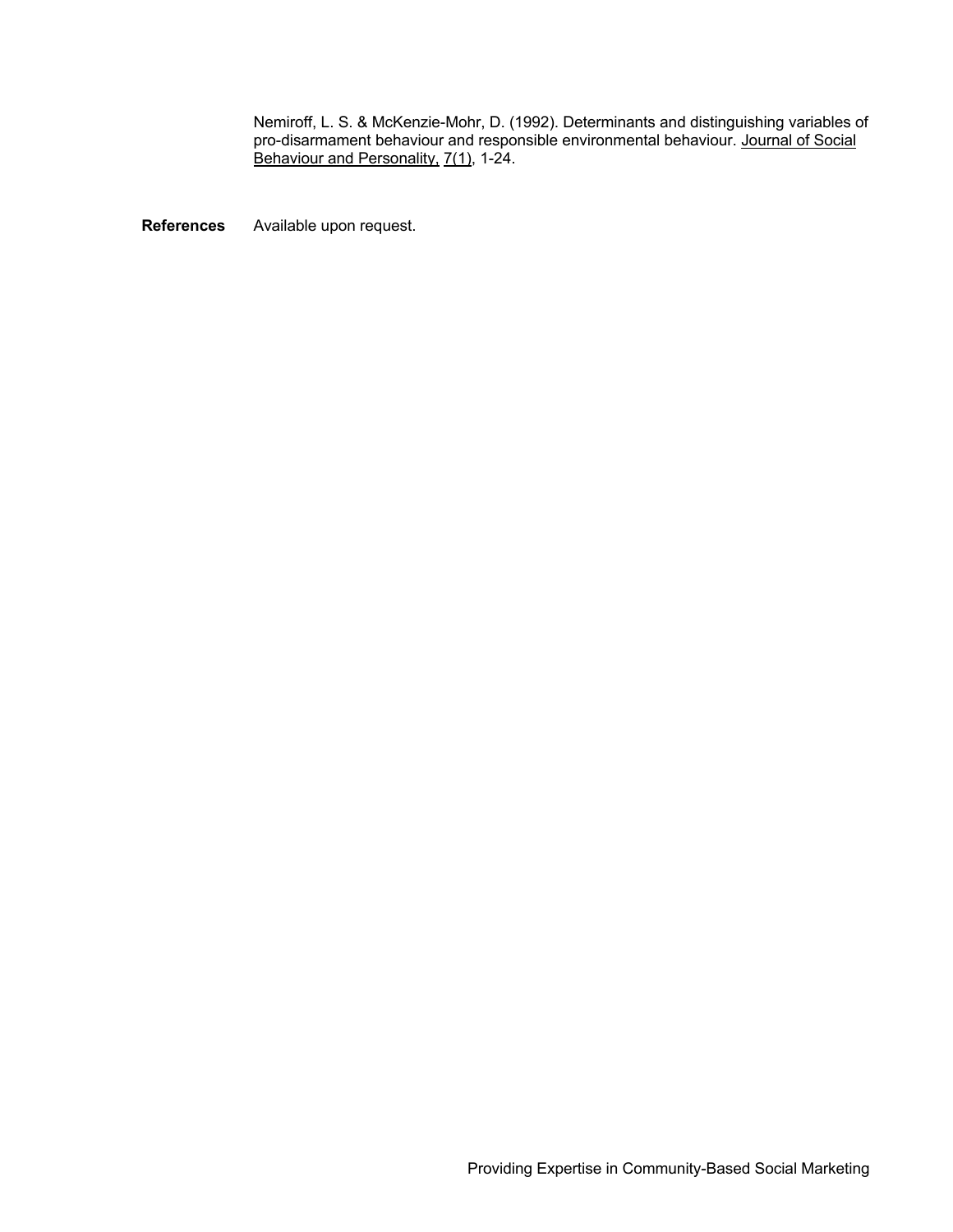Nemiroff, L. S. & McKenzie-Mohr, D. (1992). Determinants and distinguishing variables of pro-disarmament behaviour and responsible environmental behaviour. Journal of Social Behaviour and Personality, 7(1), 1-24.

**References** Available upon request.